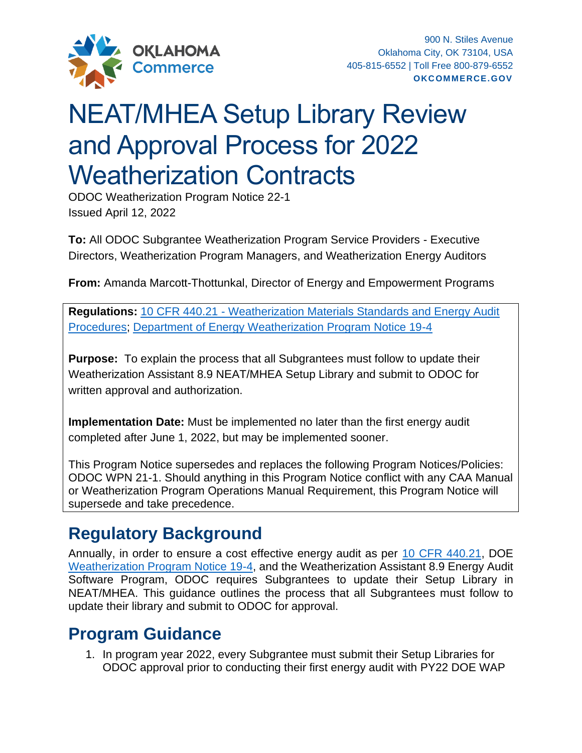OKLAHOMA Commerce

900 N. Stiles Avenue
Oklahoma City, OK 73104, USA
405-815-6552 | Toll Free 800-879-6552
**OKCOMMERCE.GOV**

# NEAT/MHEA Setup Library Review and Approval Process for 2022 Weatherization Contracts

ODOC Weatherization Program Notice 22-1
Issued April 12, 2022

**To:** All ODOC Subgrantee Weatherization Program Service Providers - Executive Directors, Weatherization Program Managers, and Weatherization Energy Auditors

**From:** Amanda Marcott-Thottunkal, Director of Energy and Empowerment Programs

**Regulations:** 10 CFR 440.21 - Weatherization Materials Standards and Energy Audit Procedures; Department of Energy Weatherization Program Notice 19-4

**Purpose:** To explain the process that all Subgrantees must follow to update their Weatherization Assistant 8.9 NEAT/MHEA Setup Library and submit to ODOC for written approval and authorization.

**Implementation Date:** Must be implemented no later than the first energy audit completed after June 1, 2022, but may be implemented sooner.

This Program Notice supersedes and replaces the following Program Notices/Policies: ODOC WPN 21-1. Should anything in this Program Notice conflict with any CAA Manual or Weatherization Program Operations Manual Requirement, this Program Notice will supersede and take precedence.

## Regulatory Background

Annually, in order to ensure a cost effective energy audit as per 10 CFR 440.21, DOE Weatherization Program Notice 19-4, and the Weatherization Assistant 8.9 Energy Audit Software Program, ODOC requires Subgrantees to update their Setup Library in NEAT/MHEA. This guidance outlines the process that all Subgrantees must follow to update their library and submit to ODOC for approval.

## Program Guidance

1. In program year 2022, every Subgrantee must submit their Setup Libraries for ODOC approval prior to conducting their first energy audit with PY22 DOE WAP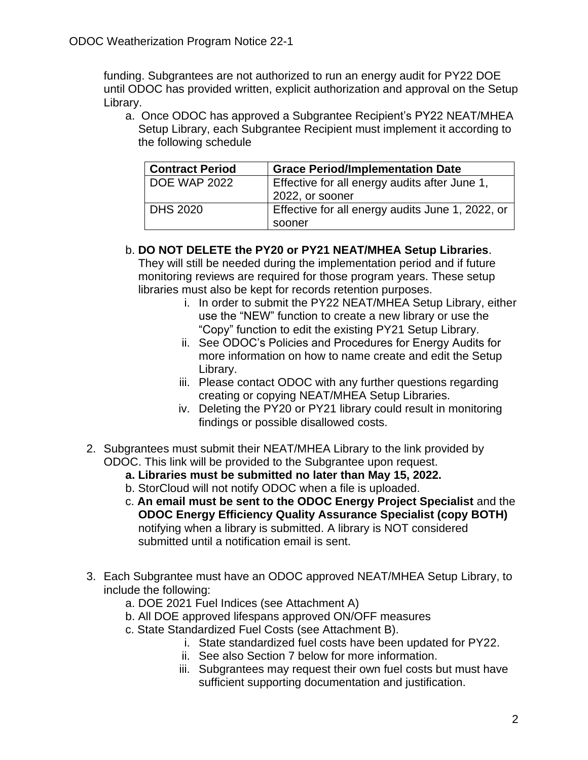funding. Subgrantees are not authorized to run an energy audit for PY22 DOE until ODOC has provided written, explicit authorization and approval on the Setup Library.

a. Once ODOC has approved a Subgrantee Recipient's PY22 NEAT/MHEA Setup Library, each Subgrantee Recipient must implement it according to the following schedule

| Contract Period | Grace Period/Implementation Date |
| --- | --- |
| DOE WAP 2022 | Effective for all energy audits after June 1, 2022, or sooner |
| DHS 2020 | Effective for all energy audits June 1, 2022, or sooner |

b. **DO NOT DELETE the PY20 or PY21 NEAT/MHEA Setup Libraries**. They will still be needed during the implementation period and if future monitoring reviews are required for those program years. These setup libraries must also be kept for records retention purposes.
   i. In order to submit the PY22 NEAT/MHEA Setup Library, either use the "NEW" function to create a new library or use the "Copy" function to edit the existing PY21 Setup Library.
   ii. See ODOC's Policies and Procedures for Energy Audits for more information on how to name create and edit the Setup Library.
   iii. Please contact ODOC with any further questions regarding creating or copying NEAT/MHEA Setup Libraries.
   iv. Deleting the PY20 or PY21 library could result in monitoring findings or possible disallowed costs.

2. Subgrantees must submit their NEAT/MHEA Library to the link provided by ODOC. This link will be provided to the Subgrantee upon request.
   **a. Libraries must be submitted no later than May 15, 2022.**
   b. StorCloud will not notify ODOC when a file is uploaded.
   c. **An email must be sent to the ODOC Energy Project Specialist** and the **ODOC Energy Efficiency Quality Assurance Specialist (copy BOTH)** notifying when a library is submitted. A library is NOT considered submitted until a notification email is sent.

3. Each Subgrantee must have an ODOC approved NEAT/MHEA Setup Library, to include the following:
   a. DOE 2021 Fuel Indices (see Attachment A)
   b. All DOE approved lifespans approved ON/OFF measures
   c. State Standardized Fuel Costs (see Attachment B).
      i. State standardized fuel costs have been updated for PY22.
      ii. See also Section 7 below for more information.
      iii. Subgrantees may request their own fuel costs but must have sufficient supporting documentation and justification.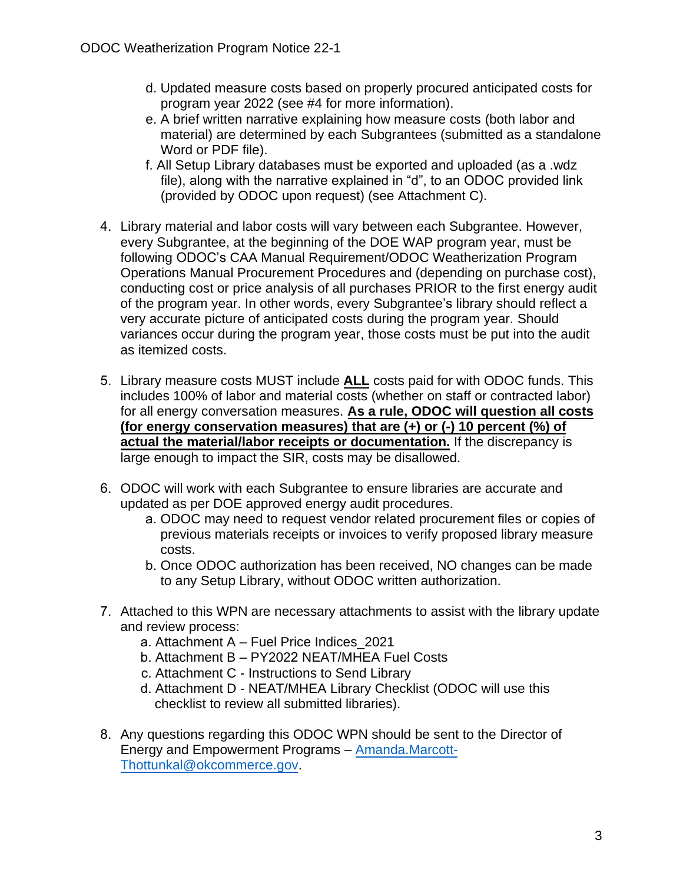d. Updated measure costs based on properly procured anticipated costs for program year 2022 (see #4 for more information).
   e. A brief written narrative explaining how measure costs (both labor and material) are determined by each Subgrantees (submitted as a standalone Word or PDF file).
   f. All Setup Library databases must be exported and uploaded (as a .wdz file), along with the narrative explained in "d", to an ODOC provided link (provided by ODOC upon request) (see Attachment C).

4. Library material and labor costs will vary between each Subgrantee. However, every Subgrantee, at the beginning of the DOE WAP program year, must be following ODOC's CAA Manual Requirement/ODOC Weatherization Program Operations Manual Procurement Procedures and (depending on purchase cost), conducting cost or price analysis of all purchases PRIOR to the first energy audit of the program year. In other words, every Subgrantee's library should reflect a very accurate picture of anticipated costs during the program year. Should variances occur during the program year, those costs must be put into the audit as itemized costs.

5. Library measure costs MUST include **ALL** costs paid for with ODOC funds. This includes 100% of labor and material costs (whether on staff or contracted labor) for all energy conversation measures. **As a rule, ODOC will question all costs (for energy conservation measures) that are (+) or (-) 10 percent (%) of actual the material/labor receipts or documentation.** If the discrepancy is large enough to impact the SIR, costs may be disallowed.

6. ODOC will work with each Subgrantee to ensure libraries are accurate and updated as per DOE approved energy audit procedures.
   a. ODOC may need to request vendor related procurement files or copies of previous materials receipts or invoices to verify proposed library measure costs.
   b. Once ODOC authorization has been received, NO changes can be made to any Setup Library, without ODOC written authorization.

7. Attached to this WPN are necessary attachments to assist with the library update and review process:
   a. Attachment A – Fuel Price Indices_2021
   b. Attachment B – PY2022 NEAT/MHEA Fuel Costs
   c. Attachment C - Instructions to Send Library
   d. Attachment D - NEAT/MHEA Library Checklist (ODOC will use this checklist to review all submitted libraries).

8. Any questions regarding this ODOC WPN should be sent to the Director of Energy and Empowerment Programs – Amanda.Marcott-Thottunkal@okcommerce.gov.